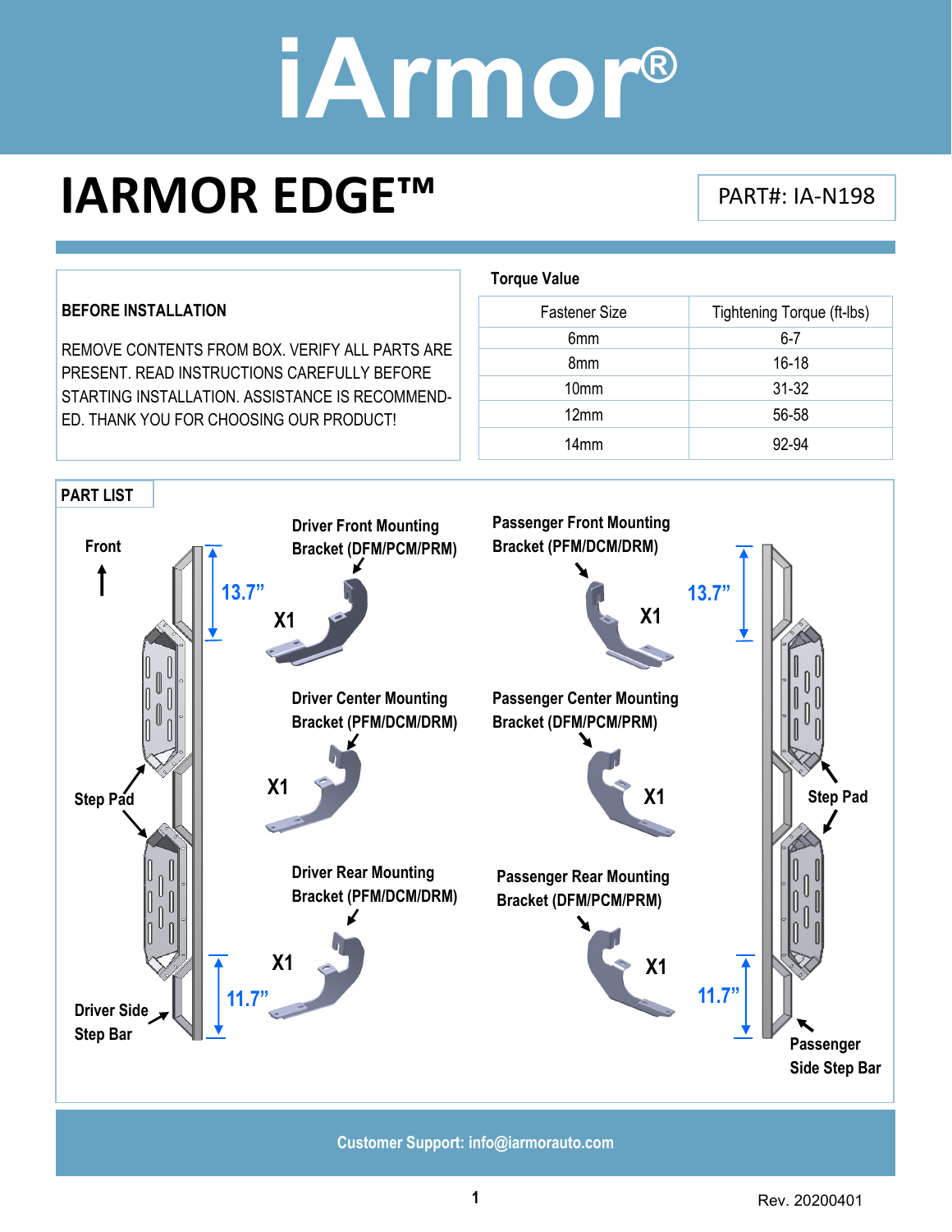# iArmor®

# IARMOR EDGE™

PART#: IA-N198

**BEFORE INSTALLATION**

REMOVE CONTENTS FROM BOX. VERIFY ALL PARTS ARE PRESENT. READ INSTRUCTIONS CAREFULLY BEFORE STARTING INSTALLATION. ASSISTANCE IS RECOMMENDED. THANK YOU FOR CHOOSING OUR PRODUCT!

**Torque Value**

| Fastener Size | Tightening Torque (ft-lbs) |
|---|---|
| 6mm | 6-7 |
| 8mm | 16-18 |
| 10mm | 31-32 |
| 12mm | 56-58 |
| 14mm | 92-94 |

**PART LIST**

Front

Driver Front Mounting Bracket (DFM/PCM/PRM) X1

Passenger Front Mounting Bracket (PFM/DCM/DRM) X1

13.7”

13.7”

Driver Center Mounting Bracket (PFM/DCM/DRM) X1

Passenger Center Mounting Bracket (DFM/PCM/PRM) X1

Step Pad

Step Pad

Driver Rear Mounting Bracket (PFM/DCM/DRM) X1

Passenger Rear Mounting Bracket (DFM/PCM/PRM) X1

11.7”

11.7”

Driver Side Step Bar

Passenger Side Step Bar

Customer Support: info@iarmorauto.com

Rev. 20200401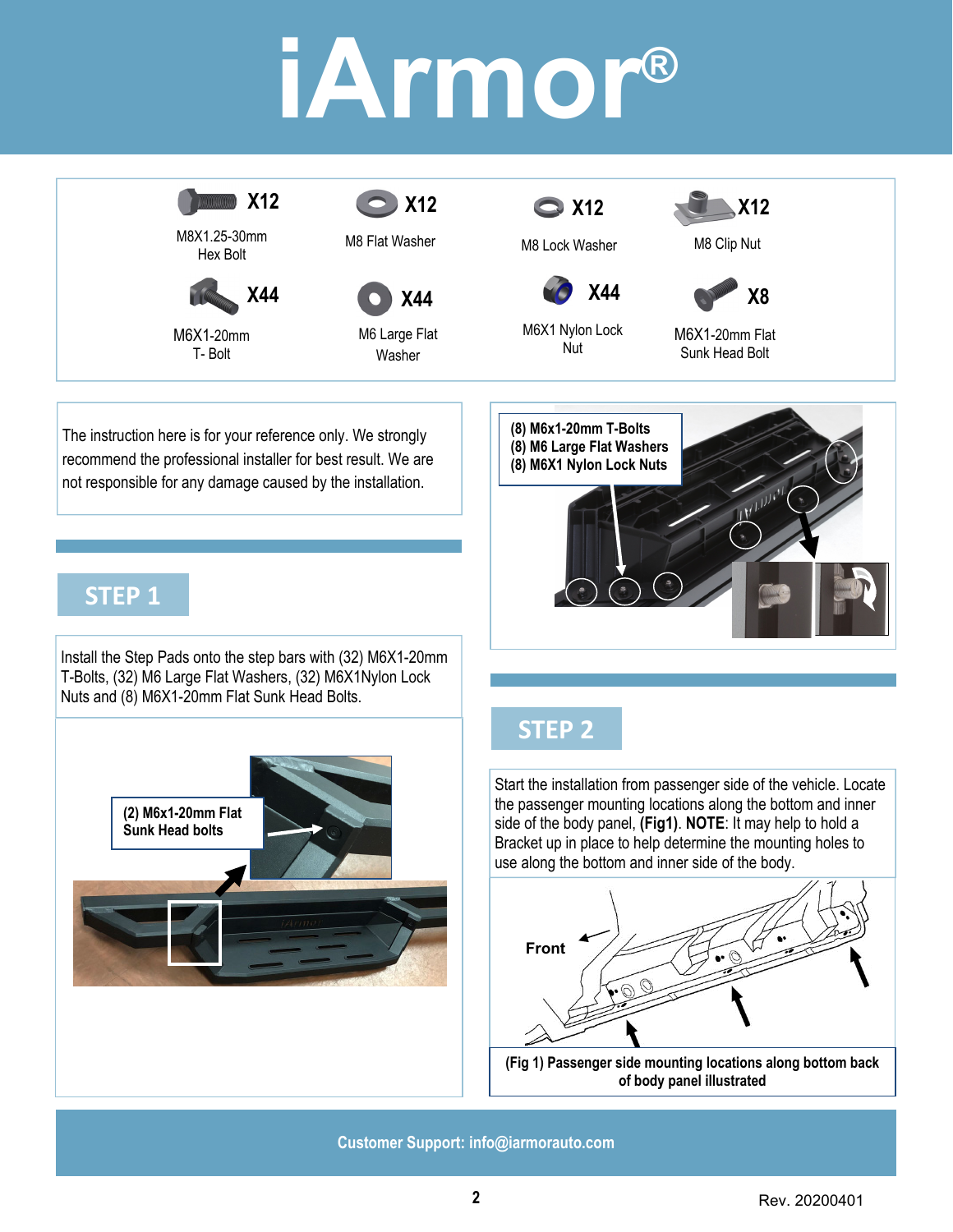# iArmor®

| Qty | Part |
|---|---|
| X12 | M8X1.25-30mm Hex Bolt |
| X12 | M8 Flat Washer |
| X12 | M8 Lock Washer |
| X12 | M8 Clip Nut |
| X44 | M6X1-20mm T- Bolt |
| X44 | M6 Large Flat Washer |
| X44 | M6X1 Nylon Lock Nut |
| X8 | M6X1-20mm Flat Sunk Head Bolt |

The instruction here is for your reference only. We strongly recommend the professional installer for best result. We are not responsible for any damage caused by the installation.

## STEP 1

Install the Step Pads onto the step bars with (32) M6X1-20mm T-Bolts, (32) M6 Large Flat Washers, (32) M6X1Nylon Lock Nuts and (8) M6X1-20mm Flat Sunk Head Bolts.

**(2) M6x1-20mm Flat Sunk Head bolts**

**(8) M6x1-20mm T-Bolts**
**(8) M6 Large Flat Washers**
**(8) M6X1 Nylon Lock Nuts**

## STEP 2

Start the installation from passenger side of the vehicle. Locate the passenger mounting locations along the bottom and inner side of the body panel, **(Fig1)**. **NOTE**: It may help to hold a Bracket up in place to help determine the mounting holes to use along the bottom and inner side of the body.

**Front**

**(Fig 1) Passenger side mounting locations along bottom back of body panel illustrated**

Customer Support: info@iarmorauto.com

Rev. 20200401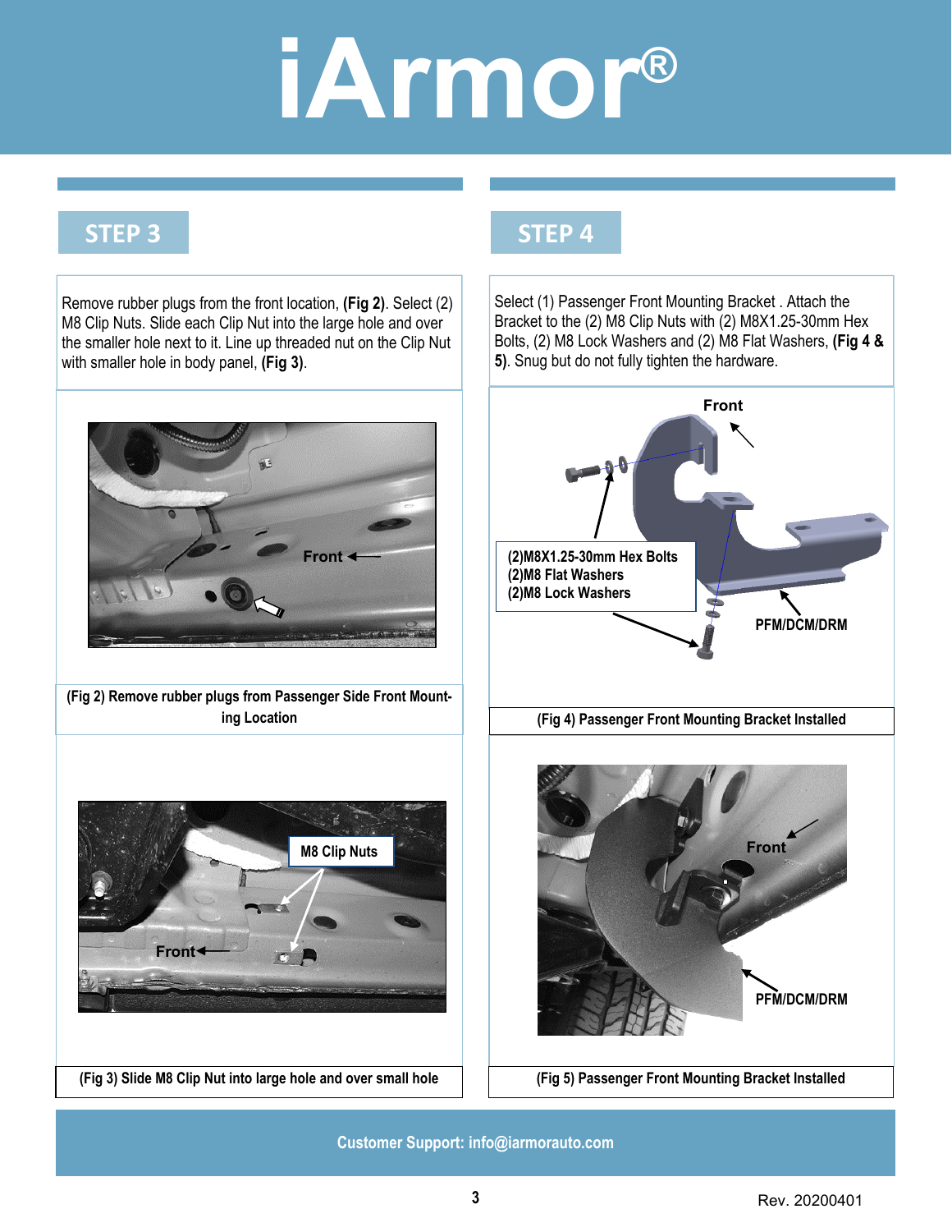# iArmor®

## STEP 3

Remove rubber plugs from the front location, **(Fig 2)**. Select (2) M8 Clip Nuts. Slide each Clip Nut into the large hole and over the smaller hole next to it. Line up threaded nut on the Clip Nut with smaller hole in body panel, **(Fig 3)**.

Front

**(Fig 2) Remove rubber plugs from Passenger Side Front Mounting Location**

M8 Clip Nuts

Front

**(Fig 3) Slide M8 Clip Nut into large hole and over small hole**

## STEP 4

Select (1) Passenger Front Mounting Bracket . Attach the Bracket to the (2) M8 Clip Nuts with (2) M8X1.25-30mm Hex Bolts, (2) M8 Lock Washers and (2) M8 Flat Washers, **(Fig 4 & 5)**. Snug but do not fully tighten the hardware.

Front

(2)M8X1.25-30mm Hex Bolts
(2)M8 Flat Washers
(2)M8 Lock Washers

PFM/DCM/DRM

**(Fig 4) Passenger Front Mounting Bracket Installed**

Front

PFM/DCM/DRM

**(Fig 5) Passenger Front Mounting Bracket Installed**

**Customer Support: info@iarmorauto.com**

Rev. 20200401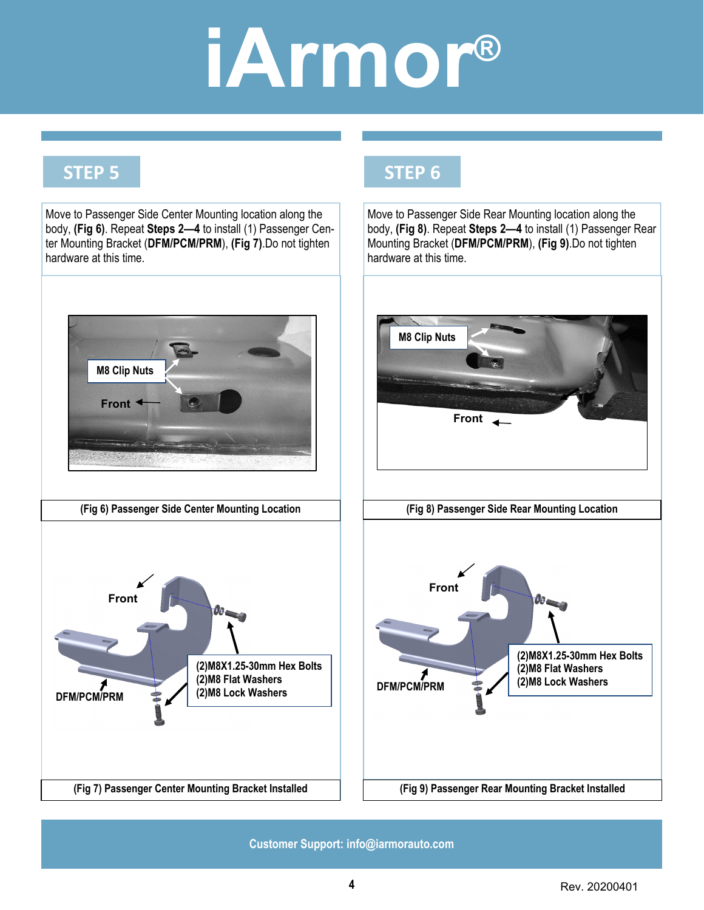## STEP 5

Move to Passenger Side Center Mounting location along the body, **(Fig 6)**. Repeat **Steps 2—4** to install (1) Passenger Center Mounting Bracket (**DFM/PCM/PRM**), **(Fig 7)**.Do not tighten hardware at this time.

M8 Clip Nuts

Front

**(Fig 6) Passenger Side Center Mounting Location**

Front

DFM/PCM/PRM

(2)M8X1.25-30mm Hex Bolts
(2)M8 Flat Washers
(2)M8 Lock Washers

**(Fig 7) Passenger Center Mounting Bracket Installed**

## STEP 6

Move to Passenger Side Rear Mounting location along the body, **(Fig 8)**. Repeat **Steps 2—4** to install (1) Passenger Rear Mounting Bracket (**DFM/PCM/PRM**), **(Fig 9)**.Do not tighten hardware at this time.

M8 Clip Nuts

Front

**(Fig 8) Passenger Side Rear Mounting Location**

Front

DFM/PCM/PRM

(2)M8X1.25-30mm Hex Bolts
(2)M8 Flat Washers
(2)M8 Lock Washers

**(Fig 9) Passenger Rear Mounting Bracket Installed**

**Customer Support: info@iarmorauto.com**

Rev. 20200401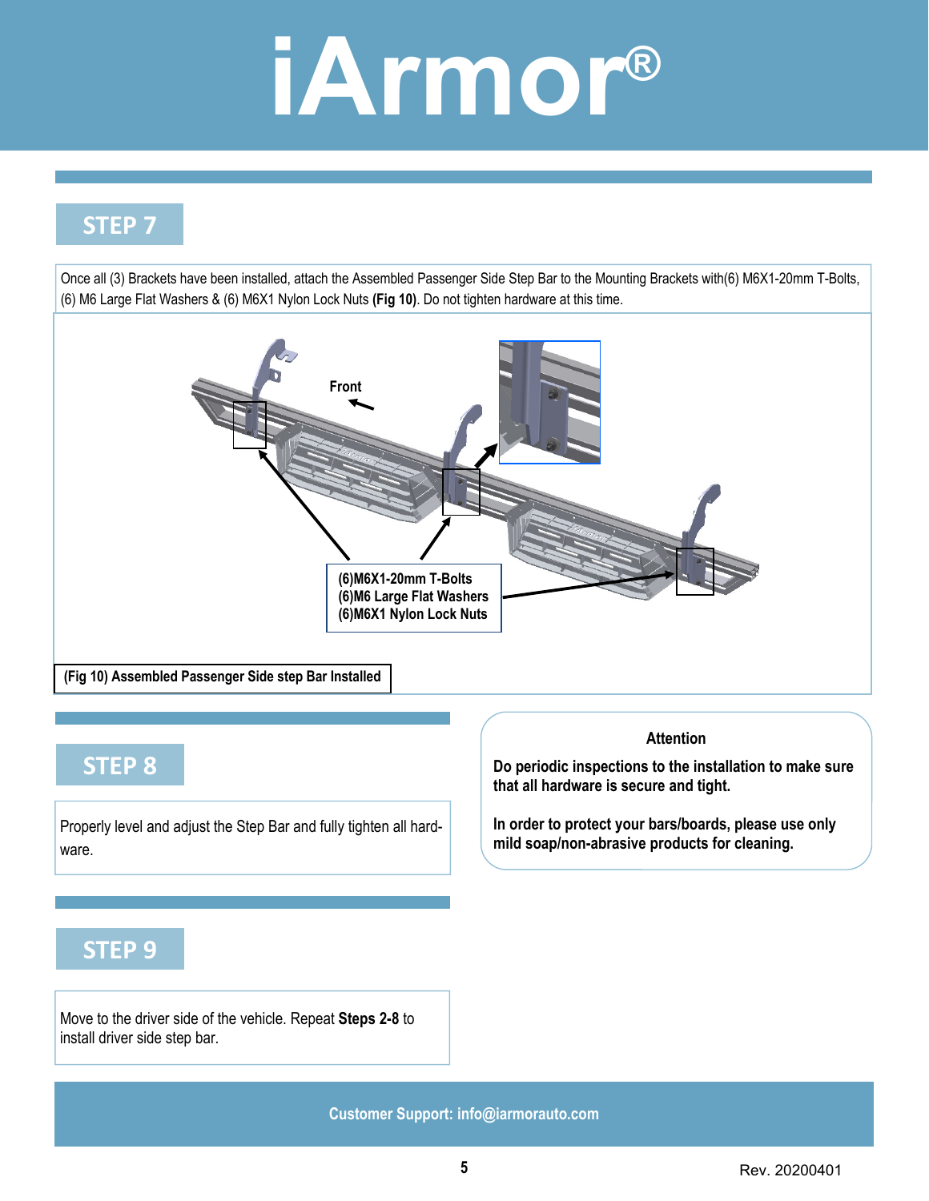# iArmor®

## STEP 7

Once all (3) Brackets have been installed, attach the Assembled Passenger Side Step Bar to the Mounting Brackets with(6) M6X1-20mm T-Bolts, (6) M6 Large Flat Washers & (6) M6X1 Nylon Lock Nuts **(Fig 10)**. Do not tighten hardware at this time.

Front

(6)M6X1-20mm T-Bolts
(6)M6 Large Flat Washers
(6)M6X1 Nylon Lock Nuts

**(Fig 10) Assembled Passenger Side step Bar Installed**

## STEP 8

Properly level and adjust the Step Bar and fully tighten all hardware.

**Attention**

**Do periodic inspections to the installation to make sure that all hardware is secure and tight.**

**In order to protect your bars/boards, please use only mild soap/non-abrasive products for cleaning.**

## STEP 9

Move to the driver side of the vehicle. Repeat **Steps 2-8** to install driver side step bar.

**Customer Support: info@iarmorauto.com**

Rev. 20200401